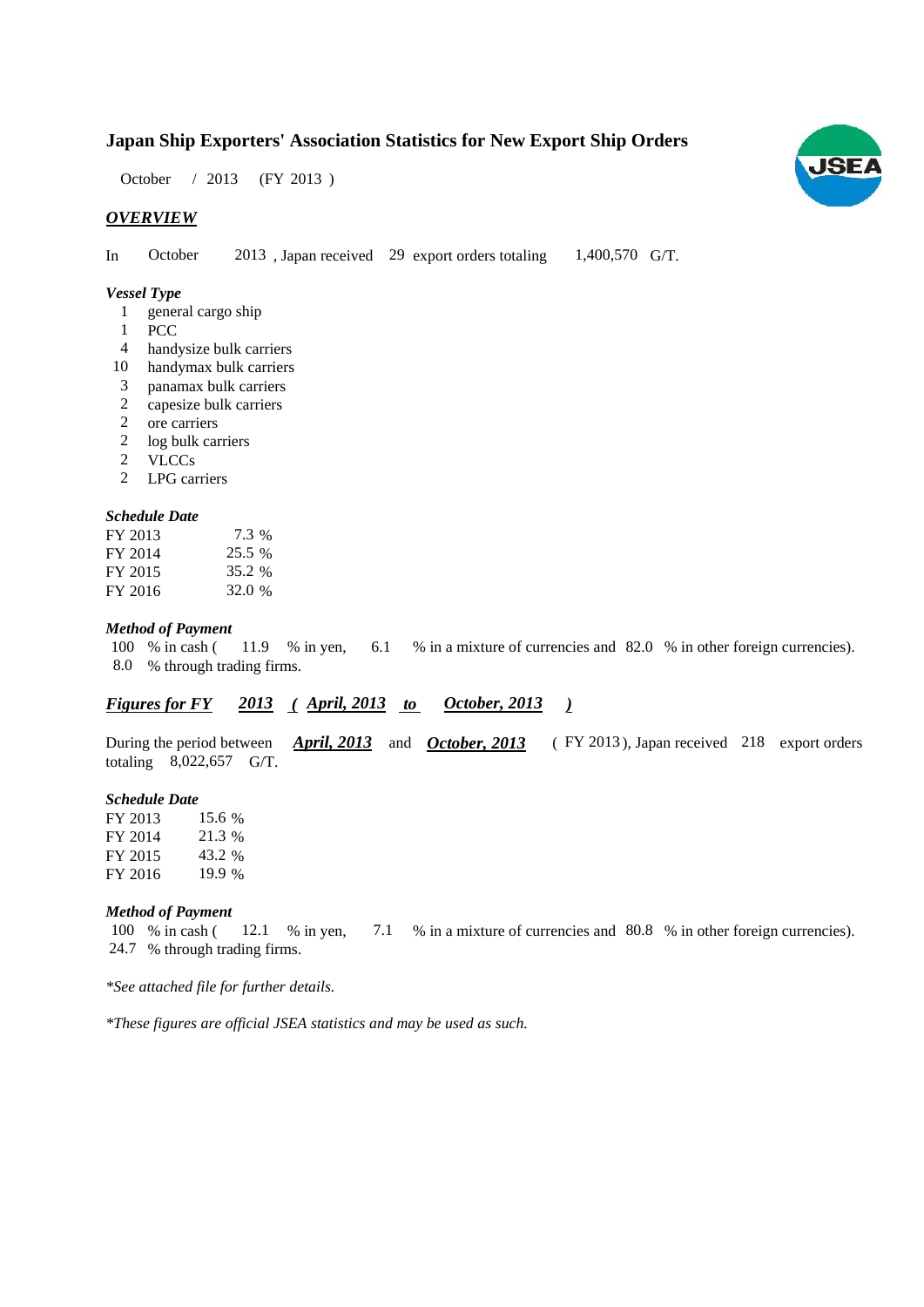# Japan Ship Exporters' Association Statistics for New Export Ship Orders

October / 2013 (FY 2013 )

## *OVERVIEW*

In October 2013 , Japan received 29 export orders totaling 1,400,570 G/T.

### *Vessel Type*

- 1 general cargo ship
- 1 PCC
- 4 handysize bulk carriers
- 10 handymax bulk carriers
- 3 panamax bulk carriers
- 2 capesize bulk carriers
- 2 ore carriers
- 2 log bulk carriers
- 2 VLCCs
- 2 LPG carriers

### *Schedule Date*

| | |
|---|---|
| FY 2013 | 7.3 % |
| FY 2014 | 25.5 % |
| FY 2015 | 35.2 % |
| FY 2016 | 32.0 % |

### *Method of Payment*

100 % in cash ( 11.9 % in yen, 6.1 % in a mixture of currencies and 82.0 % in other foreign currencies).
8.0 % through trading firms.

## *Figures for FY 2013 ( April, 2013 to October, 2013 )*

During the period between ***April, 2013*** and ***October, 2013*** ( FY 2013 ), Japan received 218 export orders totaling 8,022,657 G/T.

### *Schedule Date*

| | |
|---|---|
| FY 2013 | 15.6 % |
| FY 2014 | 21.3 % |
| FY 2015 | 43.2 % |
| FY 2016 | 19.9 % |

### *Method of Payment*

100 % in cash ( 12.1 % in yen, 7.1 % in a mixture of currencies and 80.8 % in other foreign currencies).
24.7 % through trading firms.

*\*See attached file for further details.*

*\*These figures are official JSEA statistics and may be used as such.*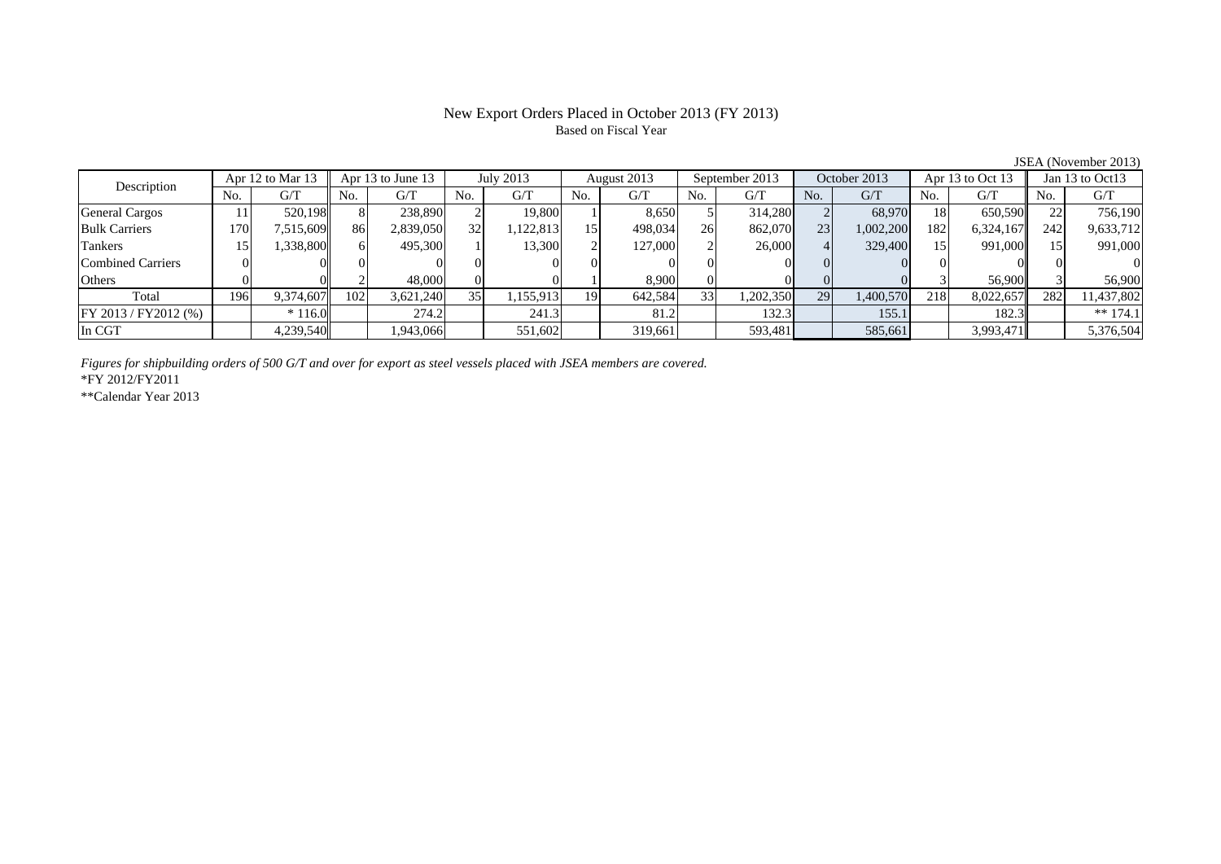# New Export Orders Placed in October 2013 (FY 2013)

Based on Fiscal Year

JSEA (November 2013)

| Description | Apr 12 to Mar 13 | | Apr 13 to June 13 | | July 2013 | | August 2013 | | September 2013 | | October 2013 | | Apr 13 to Oct 13 | | Jan 13 to Oct13 | |
|---|---|---|---|---|---|---|---|---|---|---|---|---|---|---|---|---|
| | No. | G/T | No. | G/T | No. | G/T | No. | G/T | No. | G/T | No. | G/T | No. | G/T | No. | G/T |
| General Cargos | 11 | 520,198 | 8 | 238,890 | 2 | 19,800 | 1 | 8,650 | 5 | 314,280 | 2 | 68,970 | 18 | 650,590 | 22 | 756,190 |
| Bulk Carriers | 170 | 7,515,609 | 86 | 2,839,050 | 32 | 1,122,813 | 15 | 498,034 | 26 | 862,070 | 23 | 1,002,200 | 182 | 6,324,167 | 242 | 9,633,712 |
| Tankers | 15 | 1,338,800 | 6 | 495,300 | 1 | 13,300 | 2 | 127,000 | 2 | 26,000 | 4 | 329,400 | 15 | 991,000 | 15 | 991,000 |
| Combined Carriers | 0 | 0 | 0 | 0 | 0 | 0 | 0 | 0 | 0 | 0 | 0 | 0 | 0 | 0 | 0 | 0 |
| Others | 0 | 0 | 2 | 48,000 | 0 | 0 | 1 | 8,900 | 0 | 0 | 0 | 0 | 3 | 56,900 | 3 | 56,900 |
| Total | 196 | 9,374,607 | 102 | 3,621,240 | 35 | 1,155,913 | 19 | 642,584 | 33 | 1,202,350 | 29 | 1,400,570 | 218 | 8,022,657 | 282 | 11,437,802 |
| FY 2013 / FY2012 (%) | | * 116.0 | | 274.2 | | 241.3 | | 81.2 | | 132.3 | | 155.1 | | 182.3 | | ** 174.1 |
| In CGT | | 4,239,540 | | 1,943,066 | | 551,602 | | 319,661 | | 593,481 | | 585,661 | | 3,993,471 | | 5,376,504 |

*Figures for shipbuilding orders of 500 G/T and over for export as steel vessels placed with JSEA members are covered.*

*FY 2012/FY2011

**Calendar Year 2013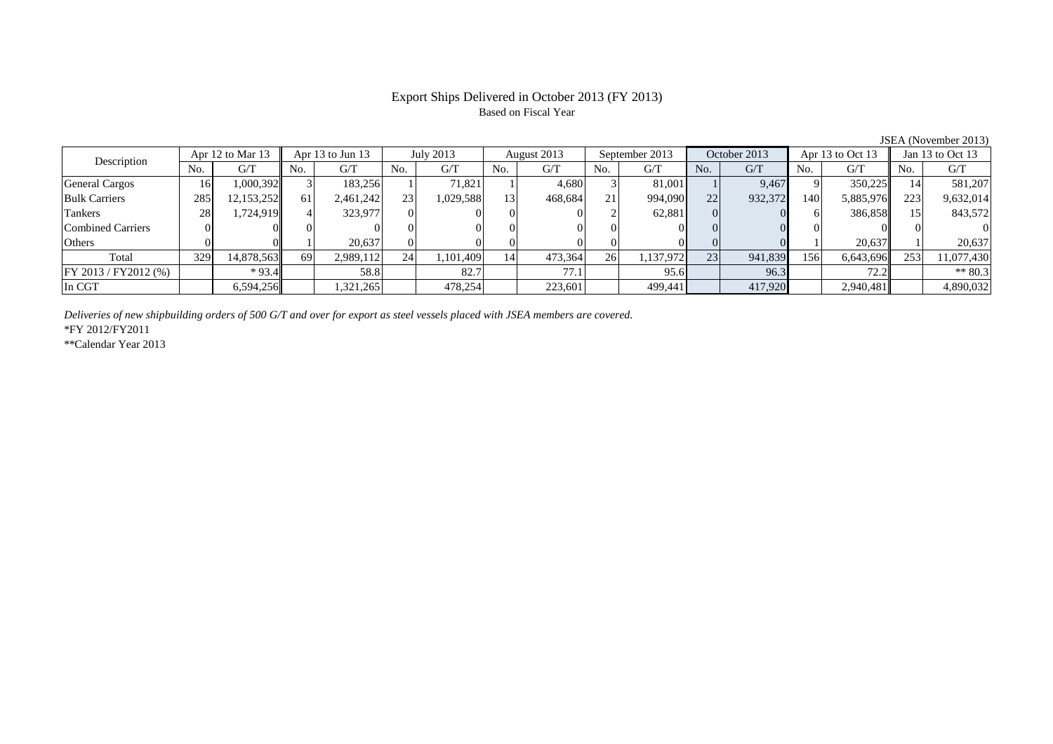# Export Ships Delivered in October 2013 (FY 2013)

Based on Fiscal Year

JSEA (November 2013)

| Description | Apr 12 to Mar 13 | | Apr 13 to Jun 13 | | July 2013 | | August 2013 | | September 2013 | | October 2013 | | Apr 13 to Oct 13 | | Jan 13 to Oct 13 | |
|---|---|---|---|---|---|---|---|---|---|---|---|---|---|---|---|---|
| | No. | G/T | No. | G/T | No. | G/T | No. | G/T | No. | G/T | No. | G/T | No. | G/T | No. | G/T |
| General Cargos | 16 | 1,000,392 | 3 | 183,256 | 1 | 71,821 | 1 | 4,680 | 3 | 81,001 | 1 | 9,467 | 9 | 350,225 | 14 | 581,207 |
| Bulk Carriers | 285 | 12,153,252 | 61 | 2,461,242 | 23 | 1,029,588 | 13 | 468,684 | 21 | 994,090 | 22 | 932,372 | 140 | 5,885,976 | 223 | 9,632,014 |
| Tankers | 28 | 1,724,919 | 4 | 323,977 | 0 | 0 | 0 | 0 | 2 | 62,881 | 0 | 0 | 6 | 386,858 | 15 | 843,572 |
| Combined Carriers | 0 | 0 | 0 | 0 | 0 | 0 | 0 | 0 | 0 | 0 | 0 | 0 | 0 | 0 | 0 | 0 |
| Others | 0 | 0 | 1 | 20,637 | 0 | 0 | 0 | 0 | 0 | 0 | 0 | 0 | 1 | 20,637 | 1 | 20,637 |
| Total | 329 | 14,878,563 | 69 | 2,989,112 | 24 | 1,101,409 | 14 | 473,364 | 26 | 1,137,972 | 23 | 941,839 | 156 | 6,643,696 | 253 | 11,077,430 |
| FY 2013 / FY2012 (%) | | * 93.4 | | 58.8 | | 82.7 | | 77.1 | | 95.6 | | 96.3 | | 72.2 | | ** 80.3 |
| In CGT | | 6,594,256 | | 1,321,265 | | 478,254 | | 223,601 | | 499,441 | | 417,920 | | 2,940,481 | | 4,890,032 |

*Deliveries of new shipbuilding orders of 500 G/T and over for export as steel vessels placed with JSEA members are covered.*

*FY 2012/FY2011

**Calendar Year 2013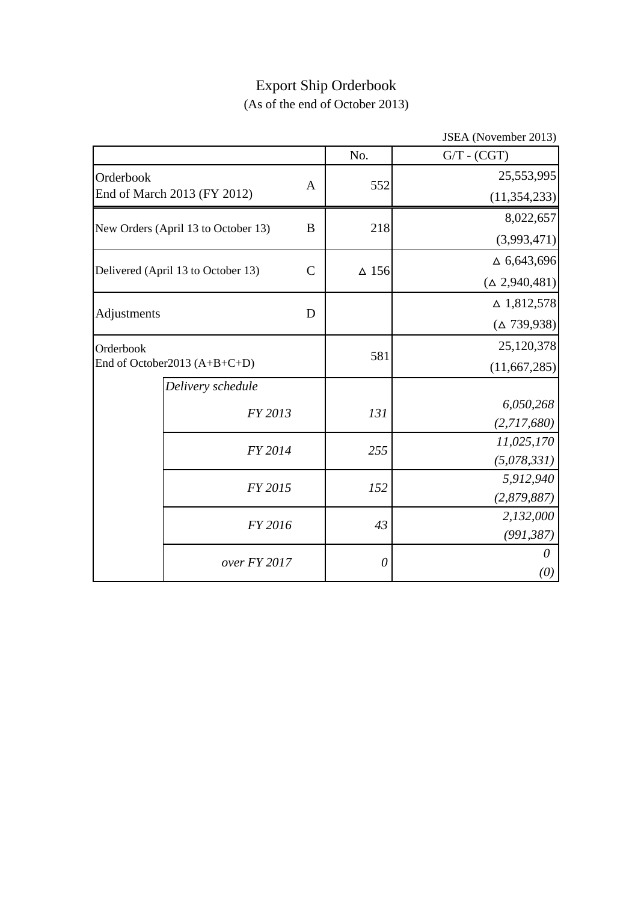# Export Ship Orderbook

(As of the end of October 2013)

JSEA (November 2013)

| | | | No. | G/T - (CGT) |
|---|---|---|---|---|
| Orderbook<br>End of March 2013 (FY 2012) | | A | 552 | 25,553,995<br>(11,354,233) |
| New Orders (April 13 to October 13) | | B | 218 | 8,022,657<br>(3,993,471) |
| Delivered (April 13 to October 13) | | C | △ 156 | △ 6,643,696<br>(△ 2,940,481) |
| Adjustments | | D | | △ 1,812,578<br>(△ 739,938) |
| Orderbook<br>End of October2013 (A+B+C+D) | | | 581 | 25,120,378<br>(11,667,285) |
| | *Delivery schedule* | | | |
| | *FY 2013* | | *131* | *6,050,268*<br>*(2,717,680)* |
| | *FY 2014* | | *255* | *11,025,170*<br>*(5,078,331)* |
| | *FY 2015* | | *152* | *5,912,940*<br>*(2,879,887)* |
| | *FY 2016* | | *43* | *2,132,000*<br>*(991,387)* |
| | *over FY 2017* | | *0* | *0*<br>*(0)* |